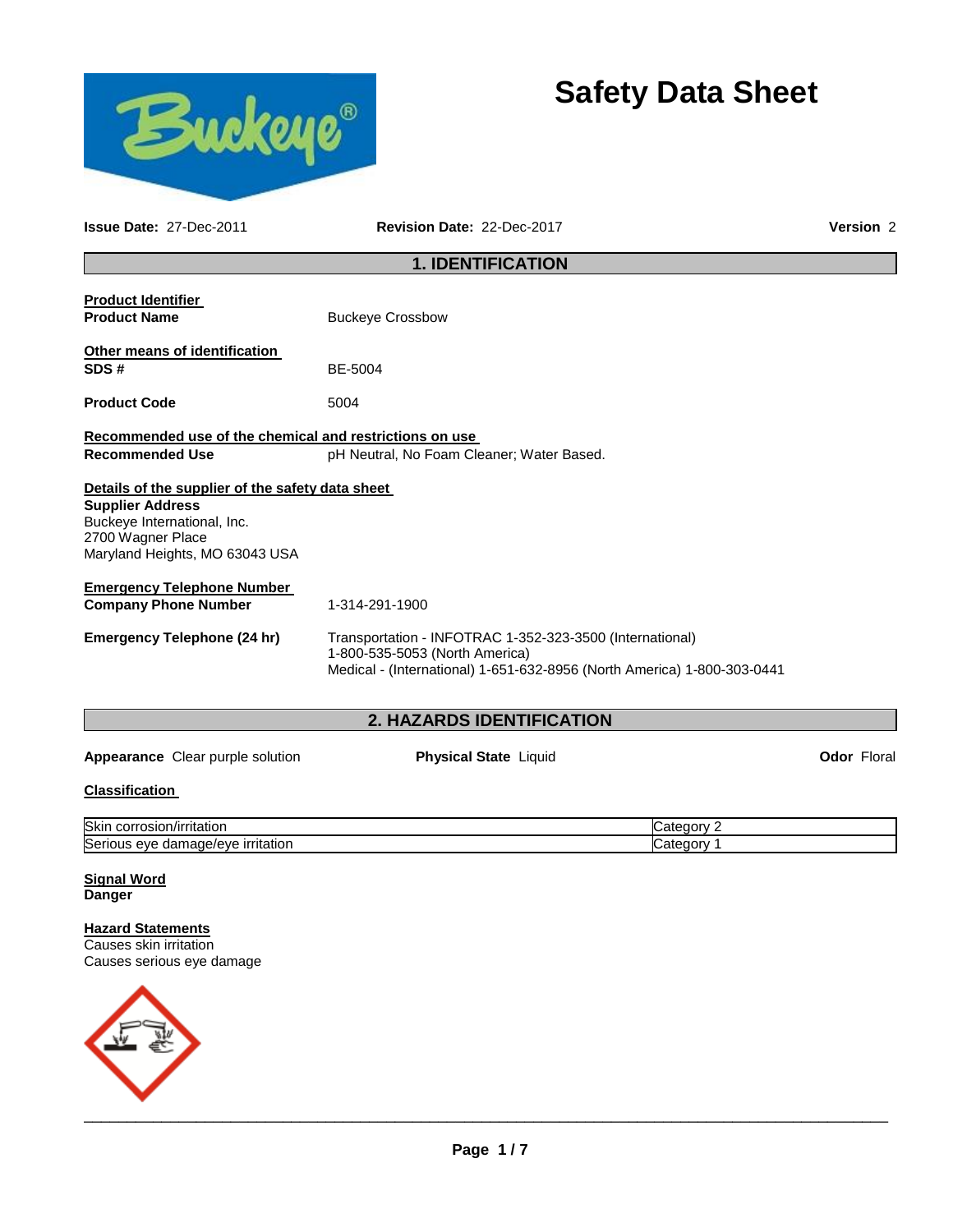# Safety Data Sheet

**Issue Date:** 27-Dec-2011 **Revision Date:** 22-Dec-2017 **Version** 2

## 1. IDENTIFICATION

**Product Identifier**

**Product Name** Buckeye Crossbow

**Other means of identification**

**SDS #** BE-5004

**Product Code** 5004

**Recommended use of the chemical and restrictions on use**

**Recommended Use** pH Neutral, No Foam Cleaner; Water Based.

**Details of the supplier of the safety data sheet**

**Supplier Address**
Buckeye International, Inc.
2700 Wagner Place
Maryland Heights, MO 63043 USA

**Emergency Telephone Number**

**Company Phone Number** 1-314-291-1900

**Emergency Telephone (24 hr)** Transportation - INFOTRAC 1-352-323-3500 (International)
1-800-535-5053 (North America)
Medical - (International) 1-651-632-8956 (North America) 1-800-303-0441

## 2. HAZARDS IDENTIFICATION

**Appearance** Clear purple solution **Physical State** Liquid **Odor** Floral

**Classification**

| | |
|---|---|
| Skin corrosion/irritation | Category 2 |
| Serious eye damage/eye irritation | Category 1 |

**Signal Word**
**Danger**

**Hazard Statements**
Causes skin irritation
Causes serious eye damage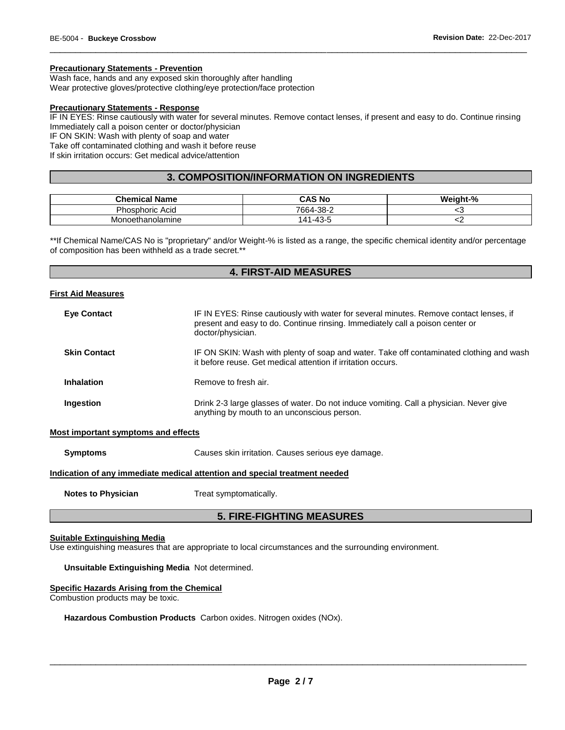**Precautionary Statements - Prevention**

Wash face, hands and any exposed skin thoroughly after handling
Wear protective gloves/protective clothing/eye protection/face protection

**Precautionary Statements - Response**

IF IN EYES: Rinse cautiously with water for several minutes. Remove contact lenses, if present and easy to do. Continue rinsing
Immediately call a poison center or doctor/physician
IF ON SKIN: Wash with plenty of soap and water
Take off contaminated clothing and wash it before reuse
If skin irritation occurs: Get medical advice/attention

## 3. COMPOSITION/INFORMATION ON INGREDIENTS

| Chemical Name | CAS No | Weight-% |
|---|---|---|
| Phosphoric Acid | 7664-38-2 | <3 |
| Monoethanolamine | 141-43-5 | <2 |

**If Chemical Name/CAS No is "proprietary" and/or Weight-% is listed as a range, the specific chemical identity and/or percentage of composition has been withheld as a trade secret.**

## 4. FIRST-AID MEASURES

**First Aid Measures**

**Eye Contact** IF IN EYES: Rinse cautiously with water for several minutes. Remove contact lenses, if present and easy to do. Continue rinsing. Immediately call a poison center or doctor/physician.

**Skin Contact** IF ON SKIN: Wash with plenty of soap and water. Take off contaminated clothing and wash it before reuse. Get medical attention if irritation occurs.

**Inhalation** Remove to fresh air.

**Ingestion** Drink 2-3 large glasses of water. Do not induce vomiting. Call a physician. Never give anything by mouth to an unconscious person.

**Most important symptoms and effects**

**Symptoms** Causes skin irritation. Causes serious eye damage.

**Indication of any immediate medical attention and special treatment needed**

**Notes to Physician** Treat symptomatically.

## 5. FIRE-FIGHTING MEASURES

**Suitable Extinguishing Media**

Use extinguishing measures that are appropriate to local circumstances and the surrounding environment.

**Unsuitable Extinguishing Media** Not determined.

**Specific Hazards Arising from the Chemical**

Combustion products may be toxic.

**Hazardous Combustion Products** Carbon oxides. Nitrogen oxides (NOx).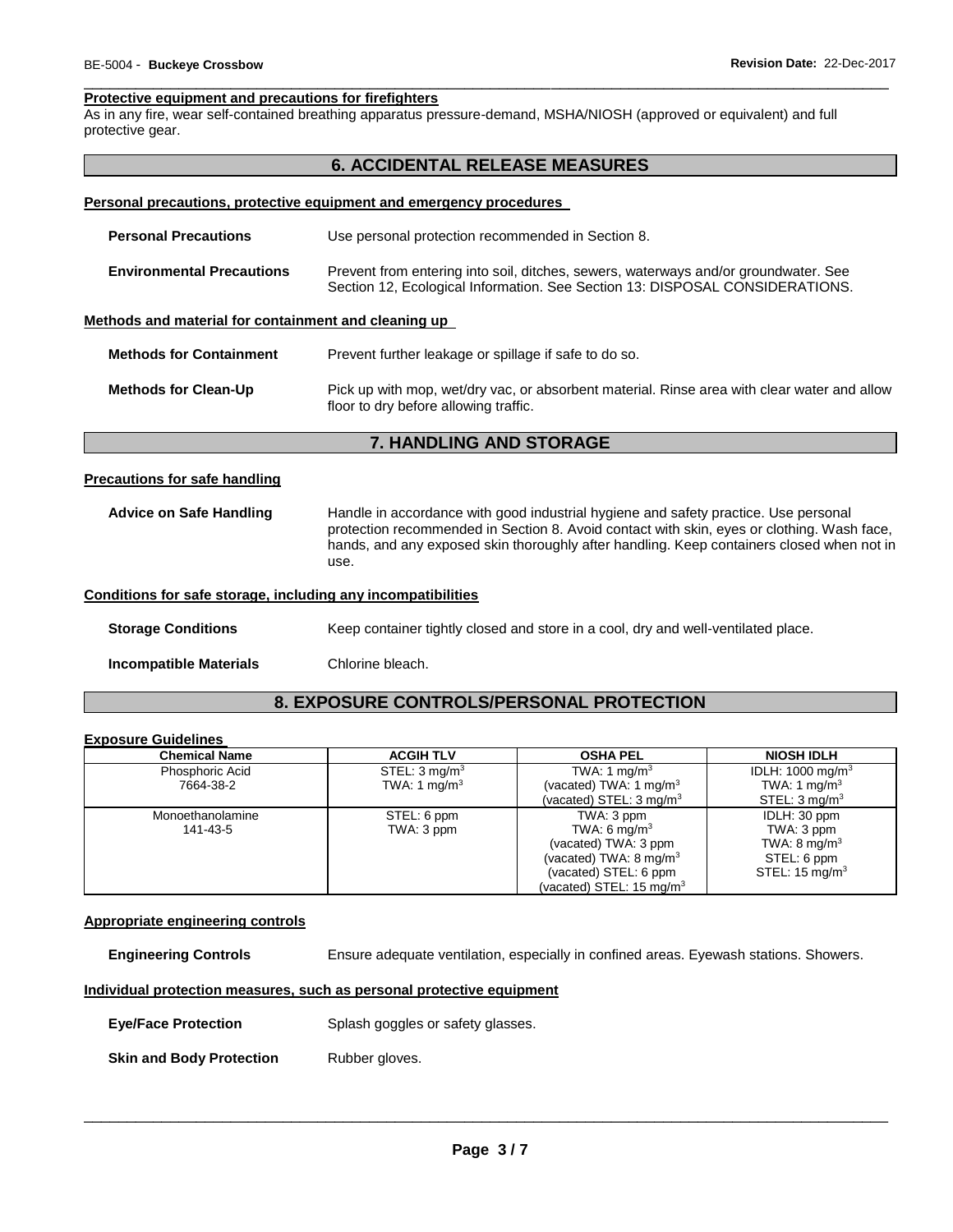#### Protective equipment and precautions for firefighters

As in any fire, wear self-contained breathing apparatus pressure-demand, MSHA/NIOSH (approved or equivalent) and full protective gear.

## 6. ACCIDENTAL RELEASE MEASURES

#### Personal precautions, protective equipment and emergency procedures

**Personal Precautions** Use personal protection recommended in Section 8.

**Environmental Precautions** Prevent from entering into soil, ditches, sewers, waterways and/or groundwater. See Section 12, Ecological Information. See Section 13: DISPOSAL CONSIDERATIONS.

#### Methods and material for containment and cleaning up

**Methods for Containment** Prevent further leakage or spillage if safe to do so.

**Methods for Clean-Up** Pick up with mop, wet/dry vac, or absorbent material. Rinse area with clear water and allow floor to dry before allowing traffic.

## 7. HANDLING AND STORAGE

#### Precautions for safe handling

**Advice on Safe Handling** Handle in accordance with good industrial hygiene and safety practice. Use personal protection recommended in Section 8. Avoid contact with skin, eyes or clothing. Wash face, hands, and any exposed skin thoroughly after handling. Keep containers closed when not in use.

#### Conditions for safe storage, including any incompatibilities

**Storage Conditions** Keep container tightly closed and store in a cool, dry and well-ventilated place.

**Incompatible Materials** Chlorine bleach.

## 8. EXPOSURE CONTROLS/PERSONAL PROTECTION

#### Exposure Guidelines

| Chemical Name | ACGIH TLV | OSHA PEL | NIOSH IDLH |
|---|---|---|---|
| Phosphoric Acid<br>7664-38-2 | STEL: 3 $mg/m^3$<br>TWA: 1 $mg/m^3$ | TWA: 1 $mg/m^3$<br>(vacated) TWA: 1 $mg/m^3$<br>(vacated) STEL: 3 $mg/m^3$ | IDLH: 1000 $mg/m^3$<br>TWA: 1 $mg/m^3$<br>STEL: 3 $mg/m^3$ |
| Monoethanolamine<br>141-43-5 | STEL: 6 ppm<br>TWA: 3 ppm | TWA: 3 ppm<br>TWA: 6 $mg/m^3$<br>(vacated) TWA: 3 ppm<br>(vacated) TWA: 8 $mg/m^3$<br>(vacated) STEL: 6 ppm<br>(vacated) STEL: 15 $mg/m^3$ | IDLH: 30 ppm<br>TWA: 3 ppm<br>TWA: 8 $mg/m^3$<br>STEL: 6 ppm<br>STEL: 15 $mg/m^3$ |

#### Appropriate engineering controls

**Engineering Controls** Ensure adequate ventilation, especially in confined areas. Eyewash stations. Showers.

#### Individual protection measures, such as personal protective equipment

**Eye/Face Protection** Splash goggles or safety glasses.

**Skin and Body Protection** Rubber gloves.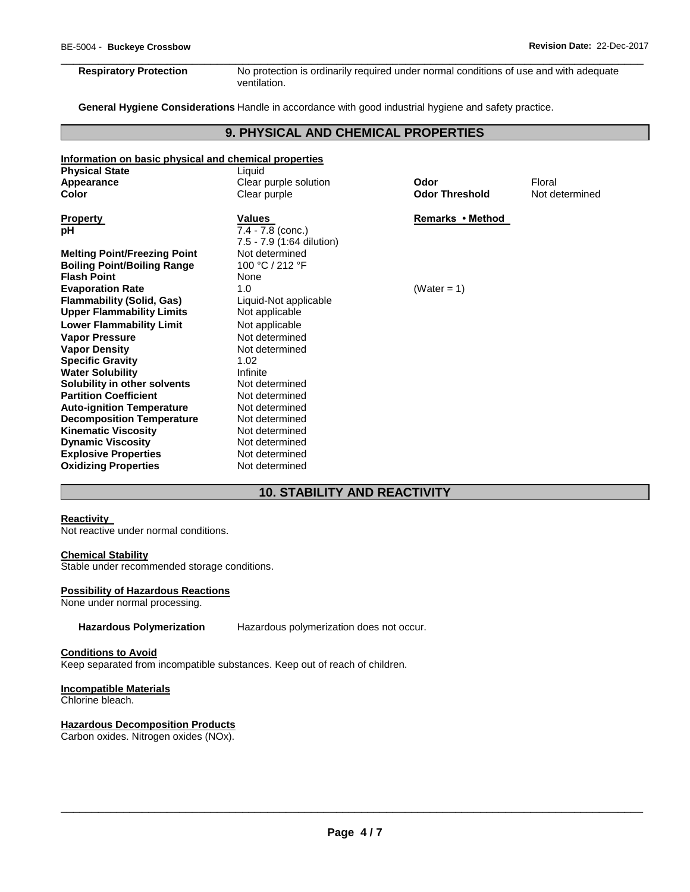**Respiratory Protection** No protection is ordinarily required under normal conditions of use and with adequate ventilation.

**General Hygiene Considerations** Handle in accordance with good industrial hygiene and safety practice.

## 9. PHYSICAL AND CHEMICAL PROPERTIES

**Information on basic physical and chemical properties**

| | | | |
|---|---|---|---|
| **Physical State** | Liquid | | |
| **Appearance** | Clear purple solution | **Odor** | Floral |
| **Color** | Clear purple | **Odor Threshold** | Not determined |

| **Property** | **Values** | **Remarks • Method** |
|---|---|---|
| **pH** | 7.4 - 7.8 (conc.)<br>7.5 - 7.9 (1:64 dilution) | |
| **Melting Point/Freezing Point** | Not determined | |
| **Boiling Point/Boiling Range** | 100 °C / 212 °F | |
| **Flash Point** | None | |
| **Evaporation Rate** | 1.0 | (Water = 1) |
| **Flammability (Solid, Gas)** | Liquid-Not applicable | |
| **Upper Flammability Limits** | Not applicable | |
| **Lower Flammability Limit** | Not applicable | |
| **Vapor Pressure** | Not determined | |
| **Vapor Density** | Not determined | |
| **Specific Gravity** | 1.02 | |
| **Water Solubility** | Infinite | |
| **Solubility in other solvents** | Not determined | |
| **Partition Coefficient** | Not determined | |
| **Auto-ignition Temperature** | Not determined | |
| **Decomposition Temperature** | Not determined | |
| **Kinematic Viscosity** | Not determined | |
| **Dynamic Viscosity** | Not determined | |
| **Explosive Properties** | Not determined | |
| **Oxidizing Properties** | Not determined | |

## 10. STABILITY AND REACTIVITY

**Reactivity**

Not reactive under normal conditions.

**Chemical Stability**

Stable under recommended storage conditions.

**Possibility of Hazardous Reactions**

None under normal processing.

**Hazardous Polymerization** Hazardous polymerization does not occur.

**Conditions to Avoid**

Keep separated from incompatible substances. Keep out of reach of children.

**Incompatible Materials**

Chlorine bleach.

**Hazardous Decomposition Products**

Carbon oxides. Nitrogen oxides (NOx).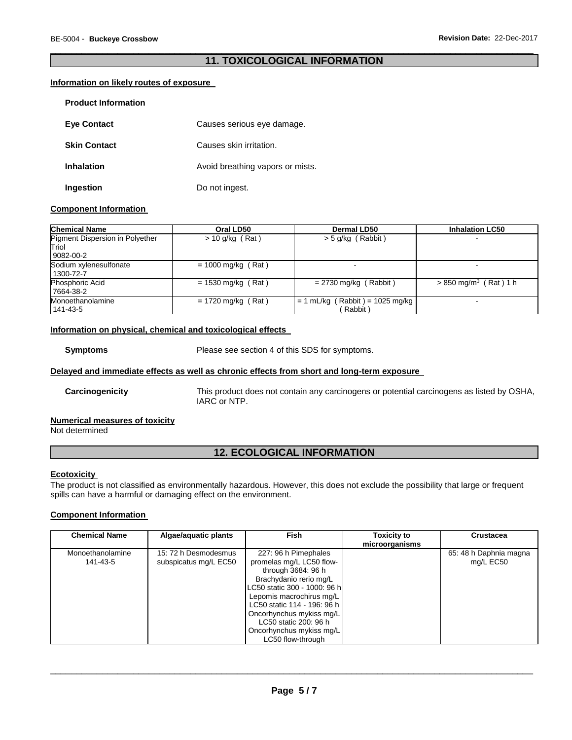## 11. TOXICOLOGICAL INFORMATION

### Information on likely routes of exposure

**Product Information**

**Eye Contact** Causes serious eye damage.

**Skin Contact** Causes skin irritation.

**Inhalation** Avoid breathing vapors or mists.

**Ingestion** Do not ingest.

### Component Information

| Chemical Name | Oral LD50 | Dermal LD50 | Inhalation LC50 |
|---|---|---|---|
| Pigment Dispersion in Polyether Triol 9082-00-2 | > 10 g/kg ( Rat ) | > 5 g/kg ( Rabbit ) | - |
| Sodium xylenesulfonate 1300-72-7 | = 1000 mg/kg ( Rat ) | - | - |
| Phosphoric Acid 7664-38-2 | = 1530 mg/kg ( Rat ) | = 2730 mg/kg ( Rabbit ) | > 850 mg/m$^3$ ( Rat ) 1 h |
| Monoethanolamine 141-43-5 | = 1720 mg/kg ( Rat ) | = 1 mL/kg ( Rabbit ) = 1025 mg/kg ( Rabbit ) | - |

### Information on physical, chemical and toxicological effects

**Symptoms** Please see section 4 of this SDS for symptoms.

### Delayed and immediate effects as well as chronic effects from short and long-term exposure

**Carcinogenicity** This product does not contain any carcinogens or potential carcinogens as listed by OSHA, IARC or NTP.

### Numerical measures of toxicity

Not determined

## 12. ECOLOGICAL INFORMATION

### Ecotoxicity

The product is not classified as environmentally hazardous. However, this does not exclude the possibility that large or frequent spills can have a harmful or damaging effect on the environment.

### Component Information

| Chemical Name | Algae/aquatic plants | Fish | Toxicity to microorganisms | Crustacea |
|---|---|---|---|---|
| Monoethanolamine 141-43-5 | 15: 72 h Desmodesmus subspicatus mg/L EC50 | 227: 96 h Pimephales promelas mg/L LC50 flow-through 3684: 96 h Brachydanio rerio mg/L LC50 static 300 - 1000: 96 h Lepomis macrochirus mg/L LC50 static 114 - 196: 96 h Oncorhynchus mykiss mg/L LC50 static 200: 96 h Oncorhynchus mykiss mg/L LC50 flow-through | | 65: 48 h Daphnia magna mg/L EC50 |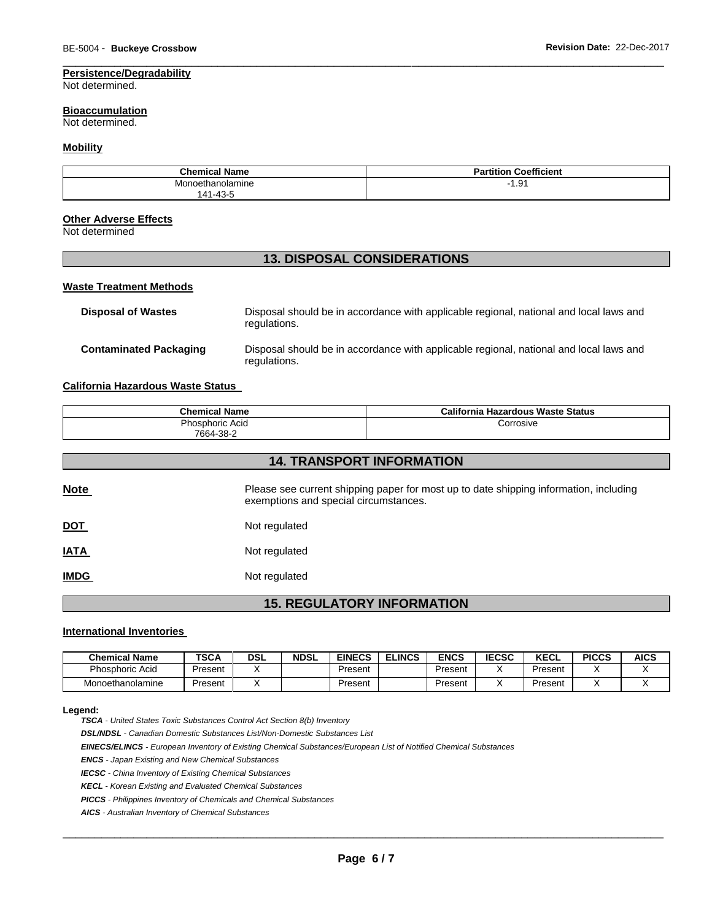**Persistence/Degradability**
Not determined.

**Bioaccumulation**
Not determined.

**Mobility**

| Chemical Name | Partition Coefficient |
|---|---|
| Monoethanolamine 141-43-5 | -1.91 |

**Other Adverse Effects**
Not determined

## 13. DISPOSAL CONSIDERATIONS

**Waste Treatment Methods**

**Disposal of Wastes** Disposal should be in accordance with applicable regional, national and local laws and regulations.

**Contaminated Packaging** Disposal should be in accordance with applicable regional, national and local laws and regulations.

**California Hazardous Waste Status**

| Chemical Name | California Hazardous Waste Status |
|---|---|
| Phosphoric Acid 7664-38-2 | Corrosive |

## 14. TRANSPORT INFORMATION

**Note** Please see current shipping paper for most up to date shipping information, including exemptions and special circumstances.

**DOT** Not regulated

**IATA** Not regulated

**IMDG** Not regulated

## 15. REGULATORY INFORMATION

**International Inventories**

| Chemical Name | TSCA | DSL | NDSL | EINECS | ELINCS | ENCS | IECSC | KECL | PICCS | AICS |
|---|---|---|---|---|---|---|---|---|---|---|
| Phosphoric Acid | Present | X | | Present | | Present | X | Present | X | X |
| Monoethanolamine | Present | X | | Present | | Present | X | Present | X | X |

**Legend:**

***TSCA*** *- United States Toxic Substances Control Act Section 8(b) Inventory*

***DSL/NDSL*** *- Canadian Domestic Substances List/Non-Domestic Substances List*

***EINECS/ELINCS*** *- European Inventory of Existing Chemical Substances/European List of Notified Chemical Substances*

***ENCS*** *- Japan Existing and New Chemical Substances*

***IECSC*** *- China Inventory of Existing Chemical Substances*

***KECL*** *- Korean Existing and Evaluated Chemical Substances*

***PICCS*** *- Philippines Inventory of Chemicals and Chemical Substances*

***AICS*** *- Australian Inventory of Chemical Substances*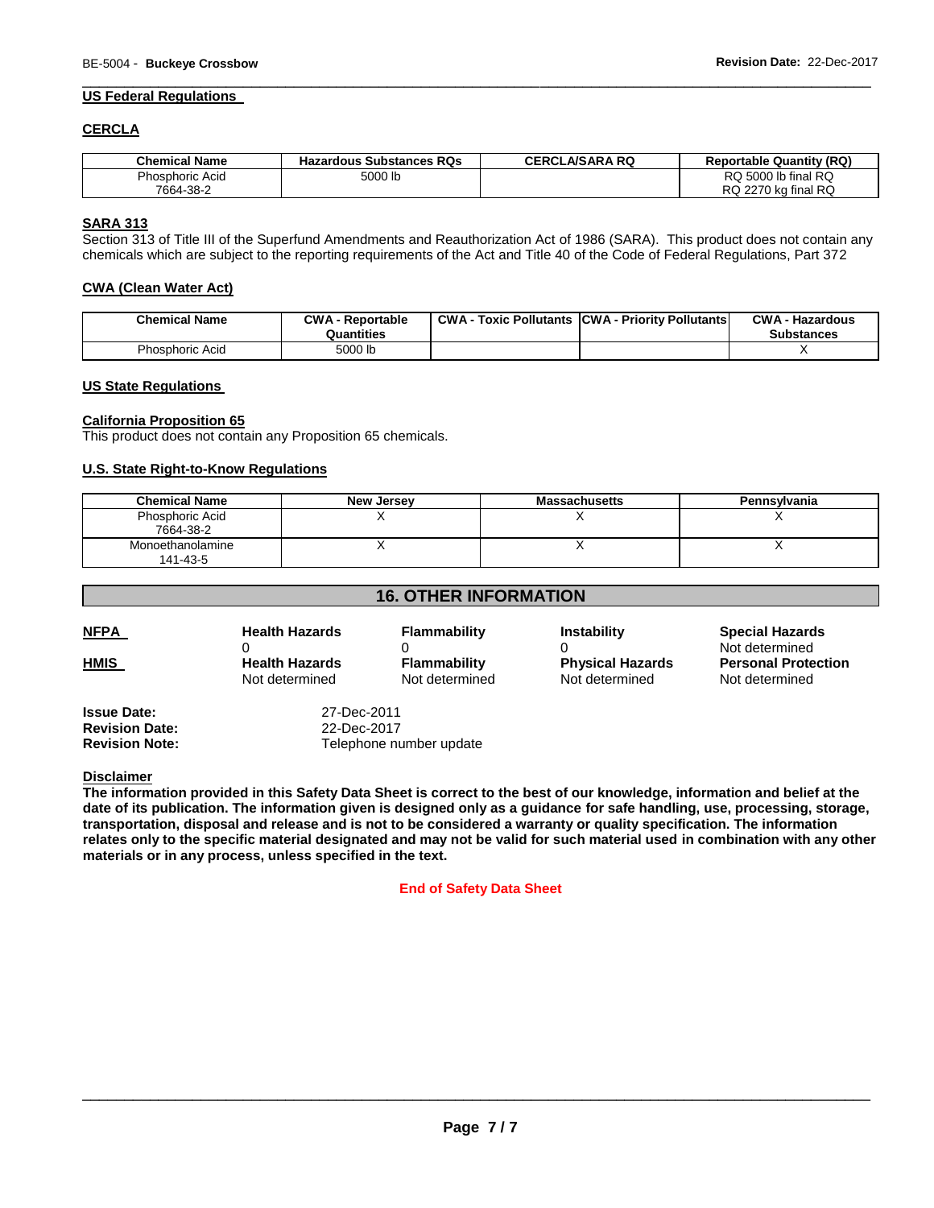## US Federal Regulations

### CERCLA

| Chemical Name | Hazardous Substances RQs | CERCLA/SARA RQ | Reportable Quantity (RQ) |
|---|---|---|---|
| Phosphoric Acid 7664-38-2 | 5000 lb | | RQ 5000 lb final RQ RQ 2270 kg final RQ |

### SARA 313

Section 313 of Title III of the Superfund Amendments and Reauthorization Act of 1986 (SARA). This product does not contain any chemicals which are subject to the reporting requirements of the Act and Title 40 of the Code of Federal Regulations, Part 372

### CWA (Clean Water Act)

| Chemical Name | CWA - Reportable Quantities | CWA - Toxic Pollutants | CWA - Priority Pollutants | CWA - Hazardous Substances |
|---|---|---|---|---|
| Phosphoric Acid | 5000 lb | | | X |

## US State Regulations

### California Proposition 65

This product does not contain any Proposition 65 chemicals.

### U.S. State Right-to-Know Regulations

| Chemical Name | New Jersey | Massachusetts | Pennsylvania |
|---|---|---|---|
| Phosphoric Acid 7664-38-2 | X | X | X |
| Monoethanolamine 141-43-5 | X | X | X |

# 16. OTHER INFORMATION

| | | | | |
|---|---|---|---|---|
| **NFPA** | **Health Hazards** 0 | **Flammability** 0 | **Instability** 0 | **Special Hazards** Not determined |
| **HMIS** | **Health Hazards** Not determined | **Flammability** Not determined | **Physical Hazards** Not determined | **Personal Protection** Not determined |

**Issue Date:** 27-Dec-2011
**Revision Date:** 22-Dec-2017
**Revision Note:** Telephone number update

### Disclaimer

**The information provided in this Safety Data Sheet is correct to the best of our knowledge, information and belief at the date of its publication. The information given is designed only as a guidance for safe handling, use, processing, storage, transportation, disposal and release and is not to be considered a warranty or quality specification. The information relates only to the specific material designated and may not be valid for such material used in combination with any other materials or in any process, unless specified in the text.**

**End of Safety Data Sheet**